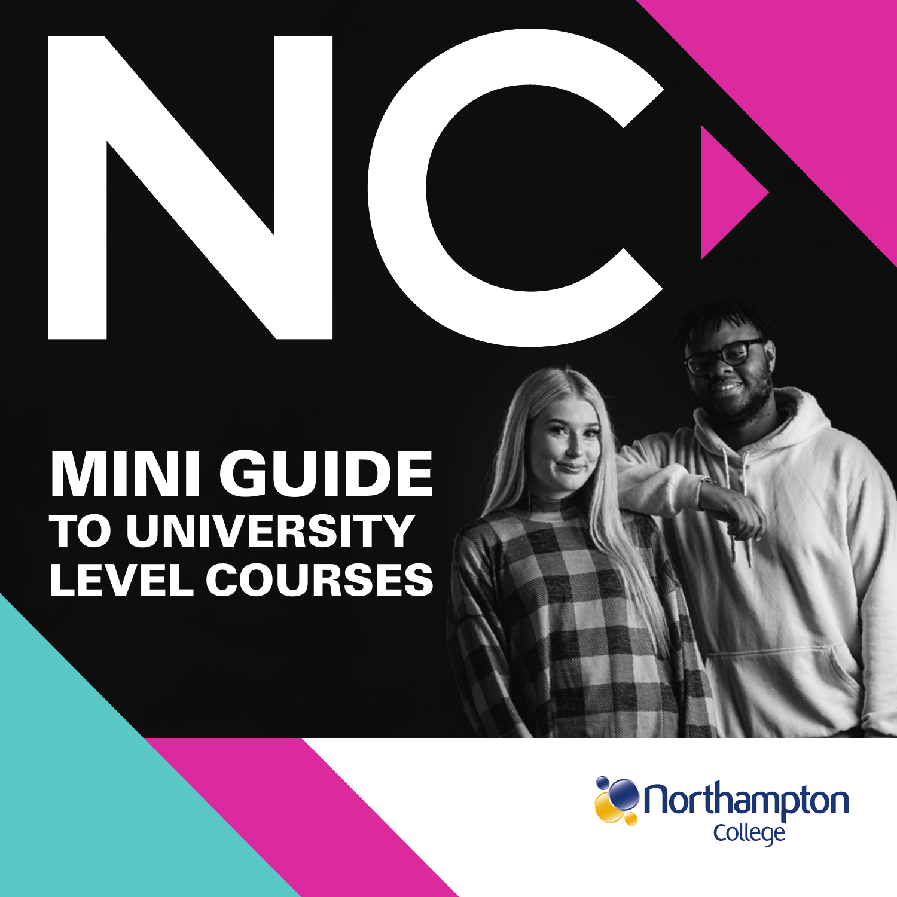# NC

# MINI GUIDE
## TO UNIVERSITY LEVEL COURSES

Northampton College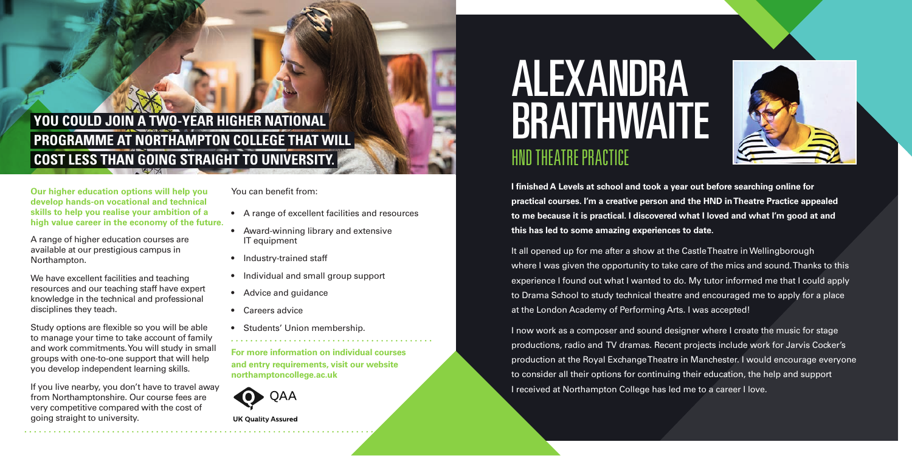## YOU COULD JOIN A TWO-YEAR HIGHER NATIONAL PROGRAMME AT NORTHAMPTON COLLEGE THAT WILL COST LESS THAN GOING STRAIGHT TO UNIVERSITY.

**Our higher education options will help you develop hands-on vocational and technical skills to help you realise your ambition of a high value career in the economy of the future.**

A range of higher education courses are available at our prestigious campus in Northampton.

We have excellent facilities and teaching resources and our teaching staff have expert knowledge in the technical and professional disciplines they teach.

Study options are flexible so you will be able to manage your time to take account of family and work commitments. You will study in small groups with one-to-one support that will help you develop independent learning skills.

If you live nearby, you don't have to travel away from Northamptonshire. Our course fees are very competitive compared with the cost of going straight to university.

You can benefit from:

- A range of excellent facilities and resources
- Award-winning library and extensive IT equipment
- Industry-trained staff
- Individual and small group support
- Advice and guidance
- Careers advice
- Students' Union membership.

**For more information on individual courses and entry requirements, visit our website northamptoncollege.ac.uk**

QAA
UK Quality Assured

# ALEXANDRA BRAITHWAITE

## HND THEATRE PRACTICE

**I finished A Levels at school and took a year out before searching online for practical courses. I'm a creative person and the HND in Theatre Practice appealed to me because it is practical. I discovered what I loved and what I'm good at and this has led to some amazing experiences to date.**

It all opened up for me after a show at the Castle Theatre in Wellingborough where I was given the opportunity to take care of the mics and sound. Thanks to this experience I found out what I wanted to do. My tutor informed me that I could apply to Drama School to study technical theatre and encouraged me to apply for a place at the London Academy of Performing Arts. I was accepted!

I now work as a composer and sound designer where I create the music for stage productions, radio and TV dramas. Recent projects include work for Jarvis Cocker's production at the Royal Exchange Theatre in Manchester. I would encourage everyone to consider all their options for continuing their education, the help and support I received at Northampton College has led me to a career I love.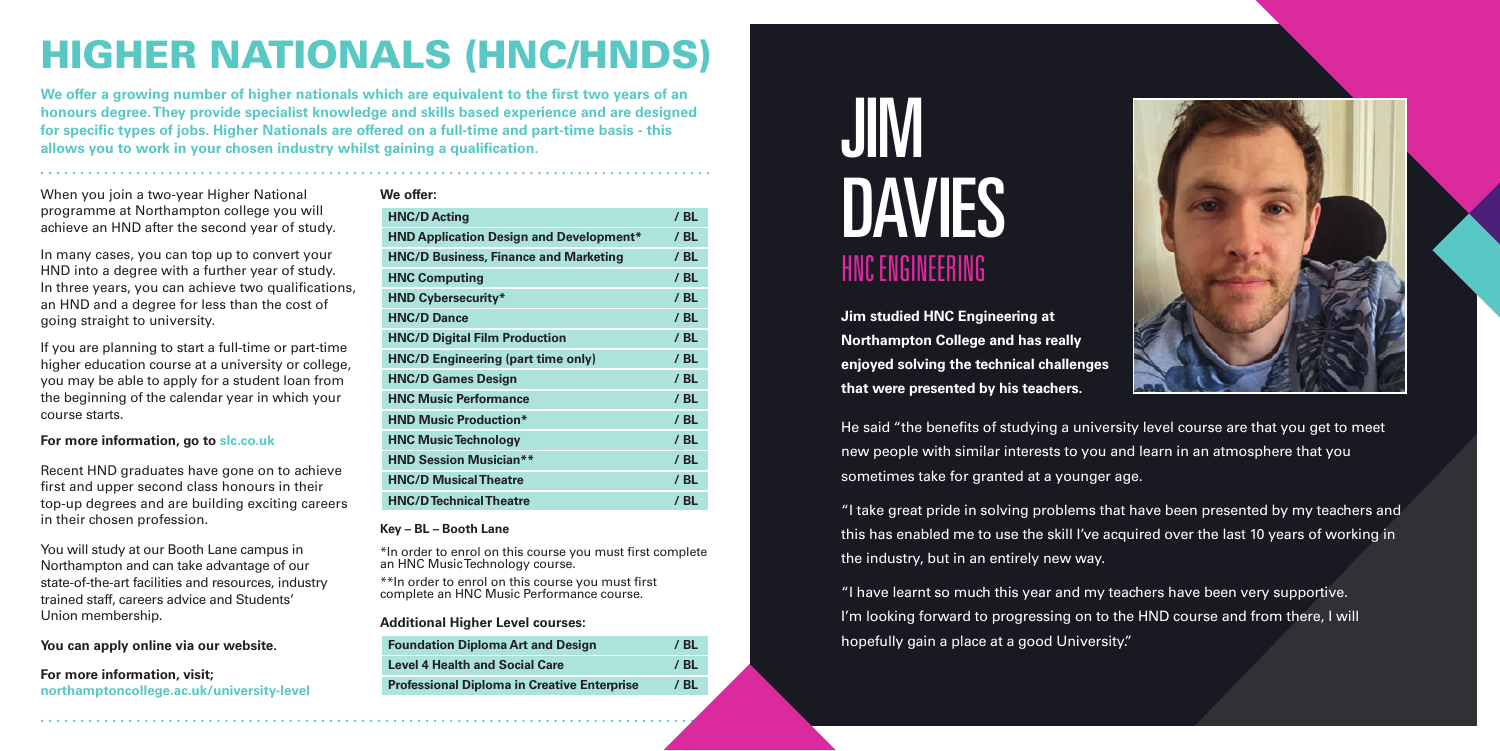# HIGHER NATIONALS (HNC/HNDS)

**We offer a growing number of higher nationals which are equivalent to the first two years of an honours degree. They provide specialist knowledge and skills based experience and are designed for specific types of jobs. Higher Nationals are offered on a full-time and part-time basis - this allows you to work in your chosen industry whilst gaining a qualification.**

When you join a two-year Higher National programme at Northampton college you will achieve an HND after the second year of study.

In many cases, you can top up to convert your HND into a degree with a further year of study. In three years, you can achieve two qualifications, an HND and a degree for less than the cost of going straight to university.

If you are planning to start a full-time or part-time higher education course at a university or college, you may be able to apply for a student loan from the beginning of the calendar year in which your course starts.

**For more information, go to slc.co.uk**

Recent HND graduates have gone on to achieve first and upper second class honours in their top-up degrees and are building exciting careers in their chosen profession.

You will study at our Booth Lane campus in Northampton and can take advantage of our state-of-the-art facilities and resources, industry trained staff, careers advice and Students' Union membership.

**You can apply online via our website.**

**For more information, visit;**
**northamptoncollege.ac.uk/university-level**

**We offer:**

| Course | Campus |
|---|---|
| **HNC/D Acting** | / BL |
| **HND Application Design and Development*** | / BL |
| **HNC/D Business, Finance and Marketing** | / BL |
| **HNC Computing** | / BL |
| **HND Cybersecurity*** | / BL |
| **HNC/D Dance** | / BL |
| **HNC/D Digital Film Production** | / BL |
| **HNC/D Engineering (part time only)** | / BL |
| **HNC/D Games Design** | / BL |
| **HNC Music Performance** | / BL |
| **HND Music Production*** | / BL |
| **HNC Music Technology** | / BL |
| **HND Session Musician**** | / BL |
| **HNC/D Musical Theatre** | / BL |
| **HNC/D Technical Theatre** | / BL |

**Key – BL – Booth Lane**

*In order to enrol on this course you must first complete an HNC Music Technology course.

**In order to enrol on this course you must first complete an HNC Music Performance course.

**Additional Higher Level courses:**

| Course | Campus |
|---|---|
| **Foundation Diploma Art and Design** | / BL |
| **Level 4 Health and Social Care** | / BL |
| **Professional Diploma in Creative Enterprise** | / BL |

# JIM DAVIES

## HNC ENGINEERING

**Jim studied HNC Engineering at Northampton College and has really enjoyed solving the technical challenges that were presented by his teachers.**

He said "the benefits of studying a university level course are that you get to meet new people with similar interests to you and learn in an atmosphere that you sometimes take for granted at a younger age.

"I take great pride in solving problems that have been presented by my teachers and this has enabled me to use the skill I've acquired over the last 10 years of working in the industry, but in an entirely new way.

"I have learnt so much this year and my teachers have been very supportive. I'm looking forward to progressing on to the HND course and from there, I will hopefully gain a place at a good University."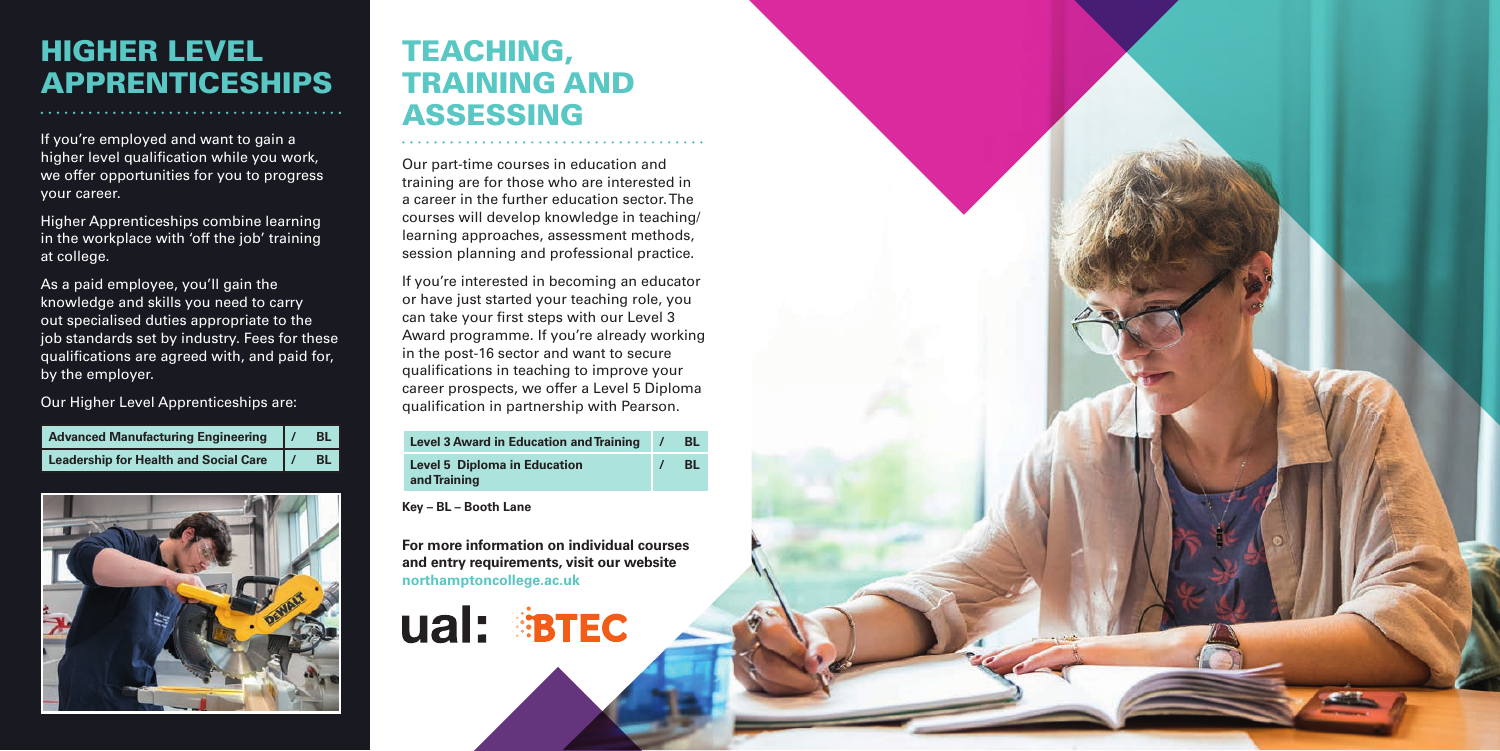# HIGHER LEVEL APPRENTICESHIPS

If you're employed and want to gain a higher level qualification while you work, we offer opportunities for you to progress your career.

Higher Apprenticeships combine learning in the workplace with 'off the job' training at college.

As a paid employee, you'll gain the knowledge and skills you need to carry out specialised duties appropriate to the job standards set by industry. Fees for these qualifications are agreed with, and paid for, by the employer.

Our Higher Level Apprenticeships are:

| Course | | Location |
|---|---|---|
| **Advanced Manufacturing Engineering** | / | **BL** |
| **Leadership for Health and Social Care** | / | **BL** |

# TEACHING, TRAINING AND ASSESSING

Our part-time courses in education and training are for those who are interested in a career in the further education sector. The courses will develop knowledge in teaching/learning approaches, assessment methods, session planning and professional practice.

If you're interested in becoming an educator or have just started your teaching role, you can take your first steps with our Level 3 Award programme. If you're already working in the post-16 sector and want to secure qualifications in teaching to improve your career prospects, we offer a Level 5 Diploma qualification in partnership with Pearson.

| Course | | Location |
|---|---|---|
| **Level 3 Award in Education and Training** | / | **BL** |
| **Level 5 Diploma in Education and Training** | / | **BL** |

**Key – BL – Booth Lane**

**For more information on individual courses and entry requirements, visit our website northamptoncollege.ac.uk**

ual: BTEC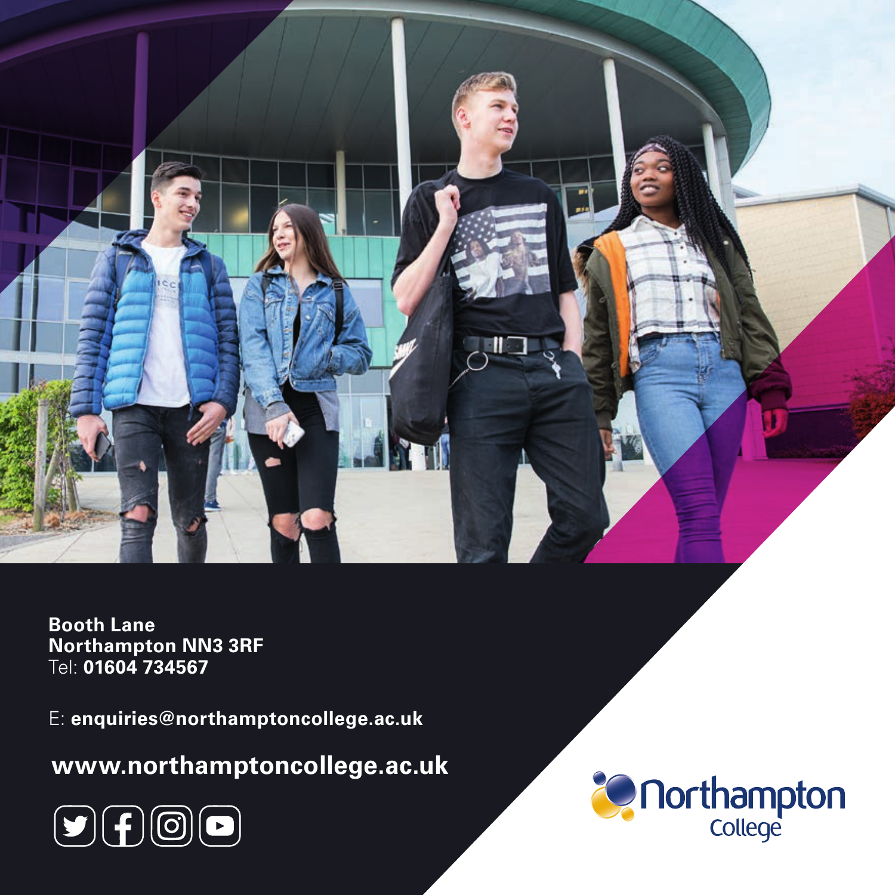**Booth Lane**
**Northampton NN3 3RF**
Tel: **01604 734567**

E: **enquiries@northamptoncollege.ac.uk**

**www.northamptoncollege.ac.uk**

Northampton College